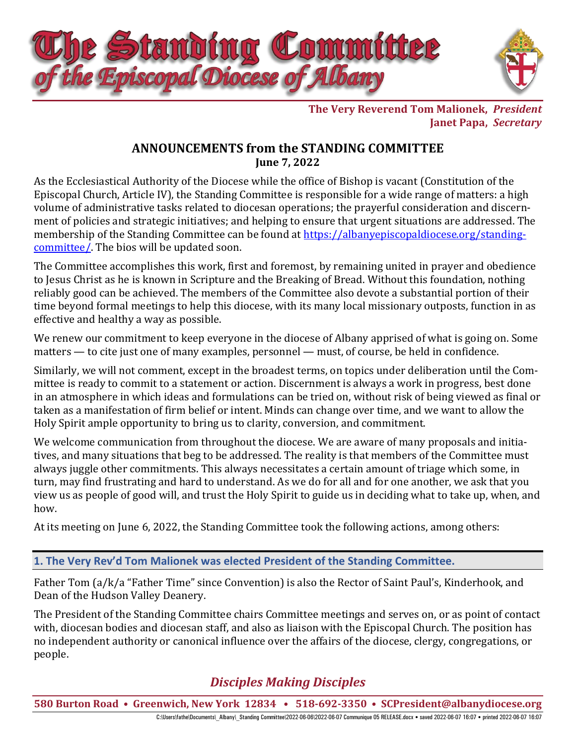# The Standing Committee
## *of the Episcopal Diocese of Albany*

**The Very Reverend Tom Malionek,** ***President***
**Janet Papa,** ***Secretary***

## ANNOUNCEMENTS from the STANDING COMMITTEE
**June 7, 2022**

As the Ecclesiastical Authority of the Diocese while the office of Bishop is vacant (Constitution of the Episcopal Church, Article IV), the Standing Committee is responsible for a wide range of matters: a high volume of administrative tasks related to diocesan operations; the prayerful consideration and discernment of policies and strategic initiatives; and helping to ensure that urgent situations are addressed. The membership of the Standing Committee can be found at https://albanyepiscopaldiocese.org/standing-committee/. The bios will be updated soon.

The Committee accomplishes this work, first and foremost, by remaining united in prayer and obedience to Jesus Christ as he is known in Scripture and the Breaking of Bread. Without this foundation, nothing reliably good can be achieved. The members of the Committee also devote a substantial portion of their time beyond formal meetings to help this diocese, with its many local missionary outposts, function in as effective and healthy a way as possible.

We renew our commitment to keep everyone in the diocese of Albany apprised of what is going on. Some matters — to cite just one of many examples, personnel — must, of course, be held in confidence.

Similarly, we will not comment, except in the broadest terms, on topics under deliberation until the Committee is ready to commit to a statement or action. Discernment is always a work in progress, best done in an atmosphere in which ideas and formulations can be tried on, without risk of being viewed as final or taken as a manifestation of firm belief or intent. Minds can change over time, and we want to allow the Holy Spirit ample opportunity to bring us to clarity, conversion, and commitment.

We welcome communication from throughout the diocese. We are aware of many proposals and initiatives, and many situations that beg to be addressed. The reality is that members of the Committee must always juggle other commitments. This always necessitates a certain amount of triage which some, in turn, may find frustrating and hard to understand. As we do for all and for one another, we ask that you view us as people of good will, and trust the Holy Spirit to guide us in deciding what to take up, when, and how.

At its meeting on June 6, 2022, the Standing Committee took the following actions, among others:

### 1. The Very Rev'd Tom Malionek was elected President of the Standing Committee.

Father Tom (a/k/a "Father Time" since Convention) is also the Rector of Saint Paul's, Kinderhook, and Dean of the Hudson Valley Deanery.

The President of the Standing Committee chairs Committee meetings and serves on, or as point of contact with, diocesan bodies and diocesan staff, and also as liaison with the Episcopal Church. The position has no independent authority or canonical influence over the affairs of the diocese, clergy, congregations, or people.

*Disciples Making Disciples*

**580 Burton Road • Greenwich, New York 12834 • 518-692-3350 • SCPresident@albanydiocese.org**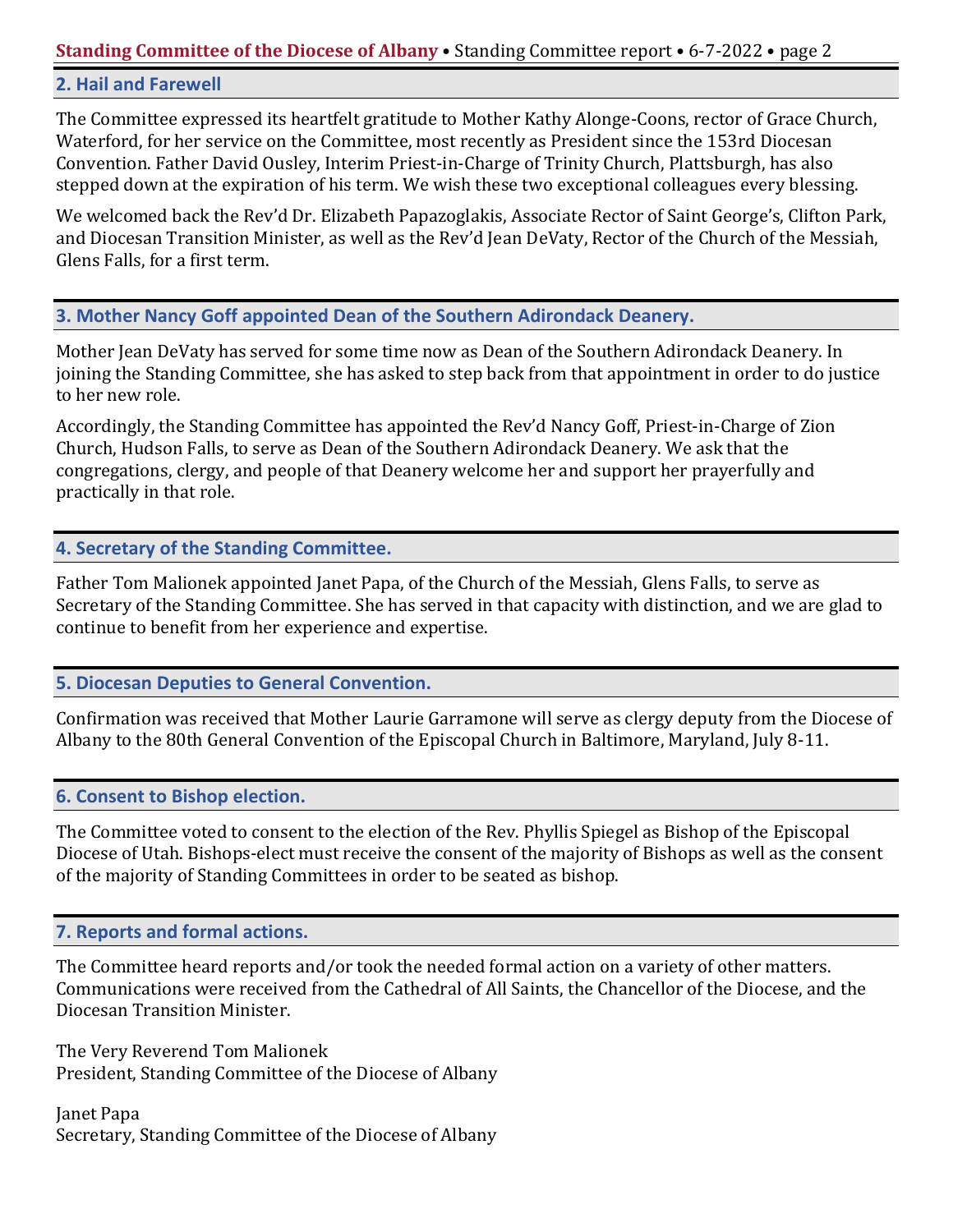## 2. Hail and Farewell

The Committee expressed its heartfelt gratitude to Mother Kathy Alonge-Coons, rector of Grace Church, Waterford, for her service on the Committee, most recently as President since the 153rd Diocesan Convention. Father David Ousley, Interim Priest-in-Charge of Trinity Church, Plattsburgh, has also stepped down at the expiration of his term. We wish these two exceptional colleagues every blessing.

We welcomed back the Rev'd Dr. Elizabeth Papazoglakis, Associate Rector of Saint George's, Clifton Park, and Diocesan Transition Minister, as well as the Rev'd Jean DeVaty, Rector of the Church of the Messiah, Glens Falls, for a first term.

## 3. Mother Nancy Goff appointed Dean of the Southern Adirondack Deanery.

Mother Jean DeVaty has served for some time now as Dean of the Southern Adirondack Deanery. In joining the Standing Committee, she has asked to step back from that appointment in order to do justice to her new role.

Accordingly, the Standing Committee has appointed the Rev'd Nancy Goff, Priest-in-Charge of Zion Church, Hudson Falls, to serve as Dean of the Southern Adirondack Deanery. We ask that the congregations, clergy, and people of that Deanery welcome her and support her prayerfully and practically in that role.

## 4. Secretary of the Standing Committee.

Father Tom Malionek appointed Janet Papa, of the Church of the Messiah, Glens Falls, to serve as Secretary of the Standing Committee. She has served in that capacity with distinction, and we are glad to continue to benefit from her experience and expertise.

## 5. Diocesan Deputies to General Convention.

Confirmation was received that Mother Laurie Garramone will serve as clergy deputy from the Diocese of Albany to the 80th General Convention of the Episcopal Church in Baltimore, Maryland, July 8-11.

## 6. Consent to Bishop election.

The Committee voted to consent to the election of the Rev. Phyllis Spiegel as Bishop of the Episcopal Diocese of Utah. Bishops-elect must receive the consent of the majority of Bishops as well as the consent of the majority of Standing Committees in order to be seated as bishop.

## 7. Reports and formal actions.

The Committee heard reports and/or took the needed formal action on a variety of other matters. Communications were received from the Cathedral of All Saints, the Chancellor of the Diocese, and the Diocesan Transition Minister.

The Very Reverend Tom Malionek
President, Standing Committee of the Diocese of Albany

Janet Papa
Secretary, Standing Committee of the Diocese of Albany